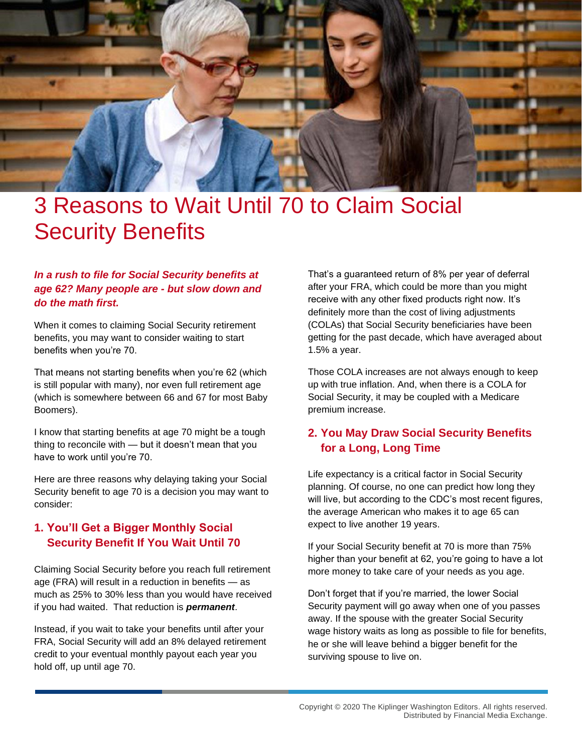# 3 Reasons to Wait Until 70 to Claim Social Security Benefits

***In a rush to file for Social Security benefits at age 62? Many people are - but slow down and do the math first.***

When it comes to claiming Social Security retirement benefits, you may want to consider waiting to start benefits when you're 70.

That means not starting benefits when you're 62 (which is still popular with many), nor even full retirement age (which is somewhere between 66 and 67 for most Baby Boomers).

I know that starting benefits at age 70 might be a tough thing to reconcile with — but it doesn't mean that you have to work until you're 70.

Here are three reasons why delaying taking your Social Security benefit to age 70 is a decision you may want to consider:

## 1. You'll Get a Bigger Monthly Social Security Benefit If You Wait Until 70

Claiming Social Security before you reach full retirement age (FRA) will result in a reduction in benefits — as much as 25% to 30% less than you would have received if you had waited. That reduction is ***permanent***.

Instead, if you wait to take your benefits until after your FRA, Social Security will add an 8% delayed retirement credit to your eventual monthly payout each year you hold off, up until age 70.

That's a guaranteed return of 8% per year of deferral after your FRA, which could be more than you might receive with any other fixed products right now. It's definitely more than the cost of living adjustments (COLAs) that Social Security beneficiaries have been getting for the past decade, which have averaged about 1.5% a year.

Those COLA increases are not always enough to keep up with true inflation. And, when there is a COLA for Social Security, it may be coupled with a Medicare premium increase.

## 2. You May Draw Social Security Benefits for a Long, Long Time

Life expectancy is a critical factor in Social Security planning. Of course, no one can predict how long they will live, but according to the CDC's most recent figures, the average American who makes it to age 65 can expect to live another 19 years.

If your Social Security benefit at 70 is more than 75% higher than your benefit at 62, you're going to have a lot more money to take care of your needs as you age.

Don't forget that if you're married, the lower Social Security payment will go away when one of you passes away. If the spouse with the greater Social Security wage history waits as long as possible to file for benefits, he or she will leave behind a bigger benefit for the surviving spouse to live on.

Copyright © 2020 The Kiplinger Washington Editors. All rights reserved.
Distributed by Financial Media Exchange.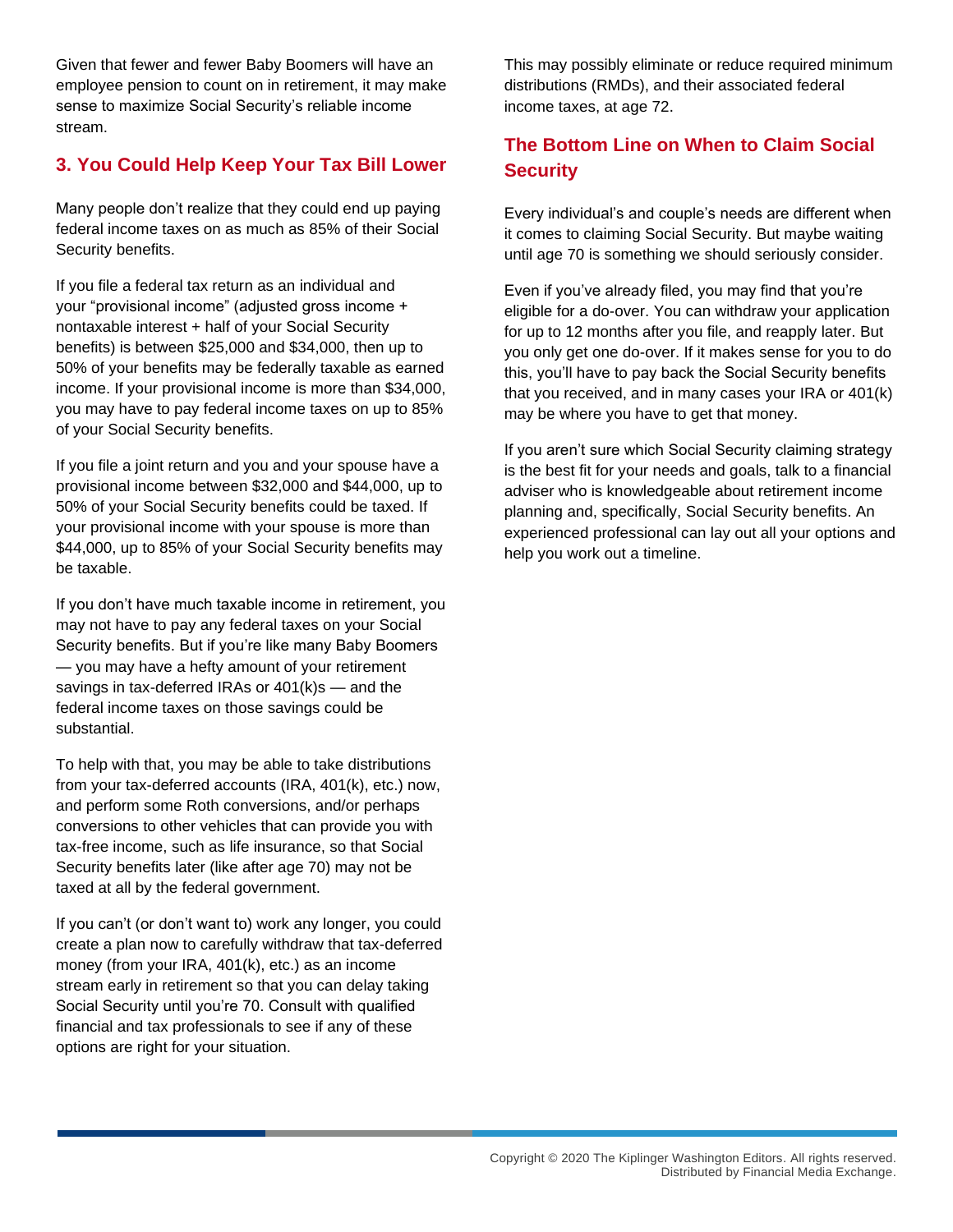Given that fewer and fewer Baby Boomers will have an employee pension to count on in retirement, it may make sense to maximize Social Security's reliable income stream.

## 3. You Could Help Keep Your Tax Bill Lower

Many people don't realize that they could end up paying federal income taxes on as much as 85% of their Social Security benefits.

If you file a federal tax return as an individual and your "provisional income" (adjusted gross income + nontaxable interest + half of your Social Security benefits) is between $25,000 and $34,000, then up to 50% of your benefits may be federally taxable as earned income. If your provisional income is more than $34,000, you may have to pay federal income taxes on up to 85% of your Social Security benefits.

If you file a joint return and you and your spouse have a provisional income between $32,000 and $44,000, up to 50% of your Social Security benefits could be taxed. If your provisional income with your spouse is more than $44,000, up to 85% of your Social Security benefits may be taxable.

If you don't have much taxable income in retirement, you may not have to pay any federal taxes on your Social Security benefits. But if you're like many Baby Boomers — you may have a hefty amount of your retirement savings in tax-deferred IRAs or 401(k)s — and the federal income taxes on those savings could be substantial.

To help with that, you may be able to take distributions from your tax-deferred accounts (IRA, 401(k), etc.) now, and perform some Roth conversions, and/or perhaps conversions to other vehicles that can provide you with tax-free income, such as life insurance, so that Social Security benefits later (like after age 70) may not be taxed at all by the federal government.

If you can't (or don't want to) work any longer, you could create a plan now to carefully withdraw that tax-deferred money (from your IRA, 401(k), etc.) as an income stream early in retirement so that you can delay taking Social Security until you're 70. Consult with qualified financial and tax professionals to see if any of these options are right for your situation.

This may possibly eliminate or reduce required minimum distributions (RMDs), and their associated federal income taxes, at age 72.

## The Bottom Line on When to Claim Social Security

Every individual's and couple's needs are different when it comes to claiming Social Security. But maybe waiting until age 70 is something we should seriously consider.

Even if you've already filed, you may find that you're eligible for a do-over. You can withdraw your application for up to 12 months after you file, and reapply later. But you only get one do-over. If it makes sense for you to do this, you'll have to pay back the Social Security benefits that you received, and in many cases your IRA or 401(k) may be where you have to get that money.

If you aren't sure which Social Security claiming strategy is the best fit for your needs and goals, talk to a financial adviser who is knowledgeable about retirement income planning and, specifically, Social Security benefits. An experienced professional can lay out all your options and help you work out a timeline.

Copyright © 2020 The Kiplinger Washington Editors. All rights reserved.
Distributed by Financial Media Exchange.